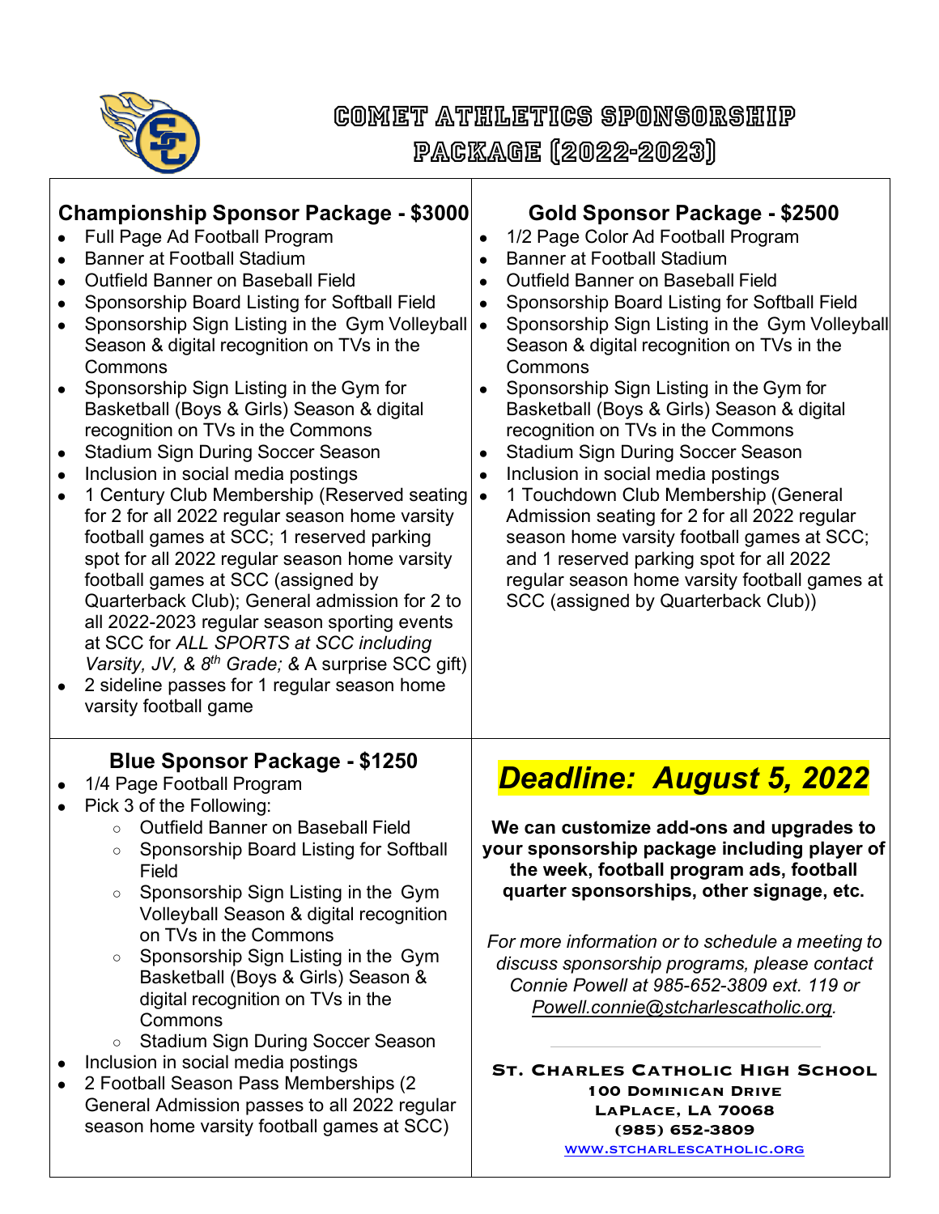# Comet Athletics Sponsorship Package (2022-2023)

## Championship Sponsor Package - $3000

- Full Page Ad Football Program
- Banner at Football Stadium
- Outfield Banner on Baseball Field
- Sponsorship Board Listing for Softball Field
- Sponsorship Sign Listing in the Gym Volleyball Season & digital recognition on TVs in the Commons
- Sponsorship Sign Listing in the Gym for Basketball (Boys & Girls) Season & digital recognition on TVs in the Commons
- Stadium Sign During Soccer Season
- Inclusion in social media postings
- 1 Century Club Membership (Reserved seating for 2 for all 2022 regular season home varsity football games at SCC; 1 reserved parking spot for all 2022 regular season home varsity football games at SCC (assigned by Quarterback Club); General admission for 2 to all 2022-2023 regular season sporting events at SCC for *ALL SPORTS at SCC including Varsity, JV, & 8th Grade;* & A surprise SCC gift)
- 2 sideline passes for 1 regular season home varsity football game

## Gold Sponsor Package - $2500

- 1/2 Page Color Ad Football Program
- Banner at Football Stadium
- Outfield Banner on Baseball Field
- Sponsorship Board Listing for Softball Field
- Sponsorship Sign Listing in the Gym Volleyball Season & digital recognition on TVs in the Commons
- Sponsorship Sign Listing in the Gym for Basketball (Boys & Girls) Season & digital recognition on TVs in the Commons
- Stadium Sign During Soccer Season
- Inclusion in social media postings
- 1 Touchdown Club Membership (General Admission seating for 2 for all 2022 regular season home varsity football games at SCC; and 1 reserved parking spot for all 2022 regular season home varsity football games at SCC (assigned by Quarterback Club))

## Blue Sponsor Package - $1250

- 1/4 Page Football Program
- Pick 3 of the Following:
  - Outfield Banner on Baseball Field
  - Sponsorship Board Listing for Softball Field
  - Sponsorship Sign Listing in the Gym Volleyball Season & digital recognition on TVs in the Commons
  - Sponsorship Sign Listing in the Gym Basketball (Boys & Girls) Season & digital recognition on TVs in the Commons
  - Stadium Sign During Soccer Season
- Inclusion in social media postings
- 2 Football Season Pass Memberships (2 General Admission passes to all 2022 regular season home varsity football games at SCC)

## *Deadline: August 5, 2022*

**We can customize add-ons and upgrades to your sponsorship package including player of the week, football program ads, football quarter sponsorships, other signage, etc.**

*For more information or to schedule a meeting to discuss sponsorship programs, please contact Connie Powell at 985-652-3809 ext. 119 or Powell.connie@stcharlescatholic.org.*

**St. Charles Catholic High School**
100 Dominican Drive
LaPlace, LA 70068
(985) 652-3809
www.stcharlescatholic.org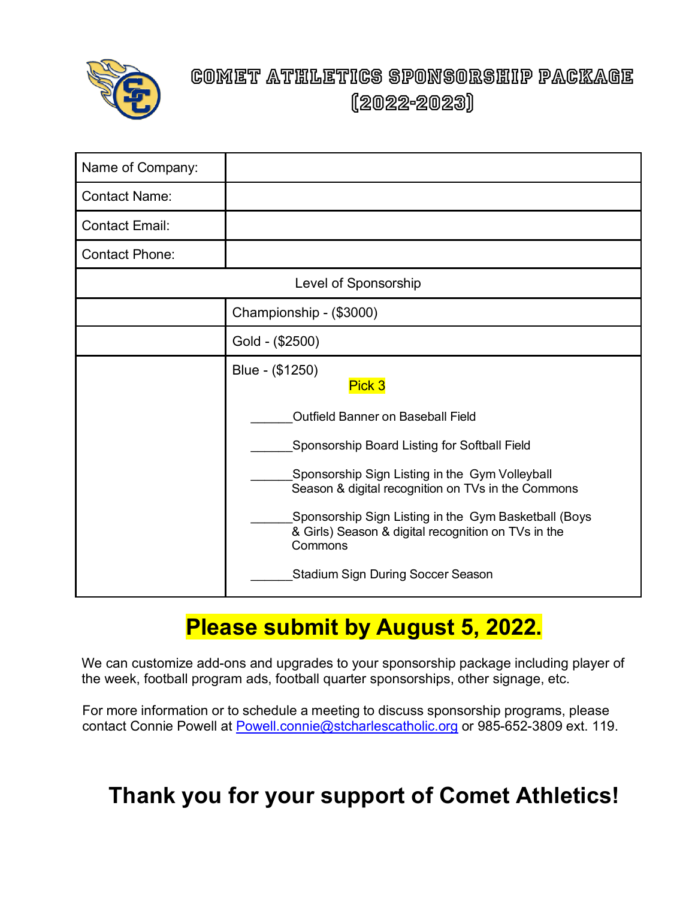# COMET ATHLETICS SPONSORSHIP PACKAGE (2022-2023)

| | |
|---|---|
| Name of Company: | |
| Contact Name: | |
| Contact Email: | |
| Contact Phone: | |
| Level of Sponsorship | |
| | Championship - ($3000) |
| | Gold - ($2500) |
| | Blue - ($1250)<br>Pick 3<br>______Outfield Banner on Baseball Field<br>______Sponsorship Board Listing for Softball Field<br>______Sponsorship Sign Listing in the Gym Volleyball Season & digital recognition on TVs in the Commons<br>______Sponsorship Sign Listing in the Gym Basketball (Boys & Girls) Season & digital recognition on TVs in the Commons<br>______Stadium Sign During Soccer Season |

## Please submit by August 5, 2022.

We can customize add-ons and upgrades to your sponsorship package including player of the week, football program ads, football quarter sponsorships, other signage, etc.

For more information or to schedule a meeting to discuss sponsorship programs, please contact Connie Powell at Powell.connie@stcharlescatholic.org or 985-652-3809 ext. 119.

# Thank you for your support of Comet Athletics!